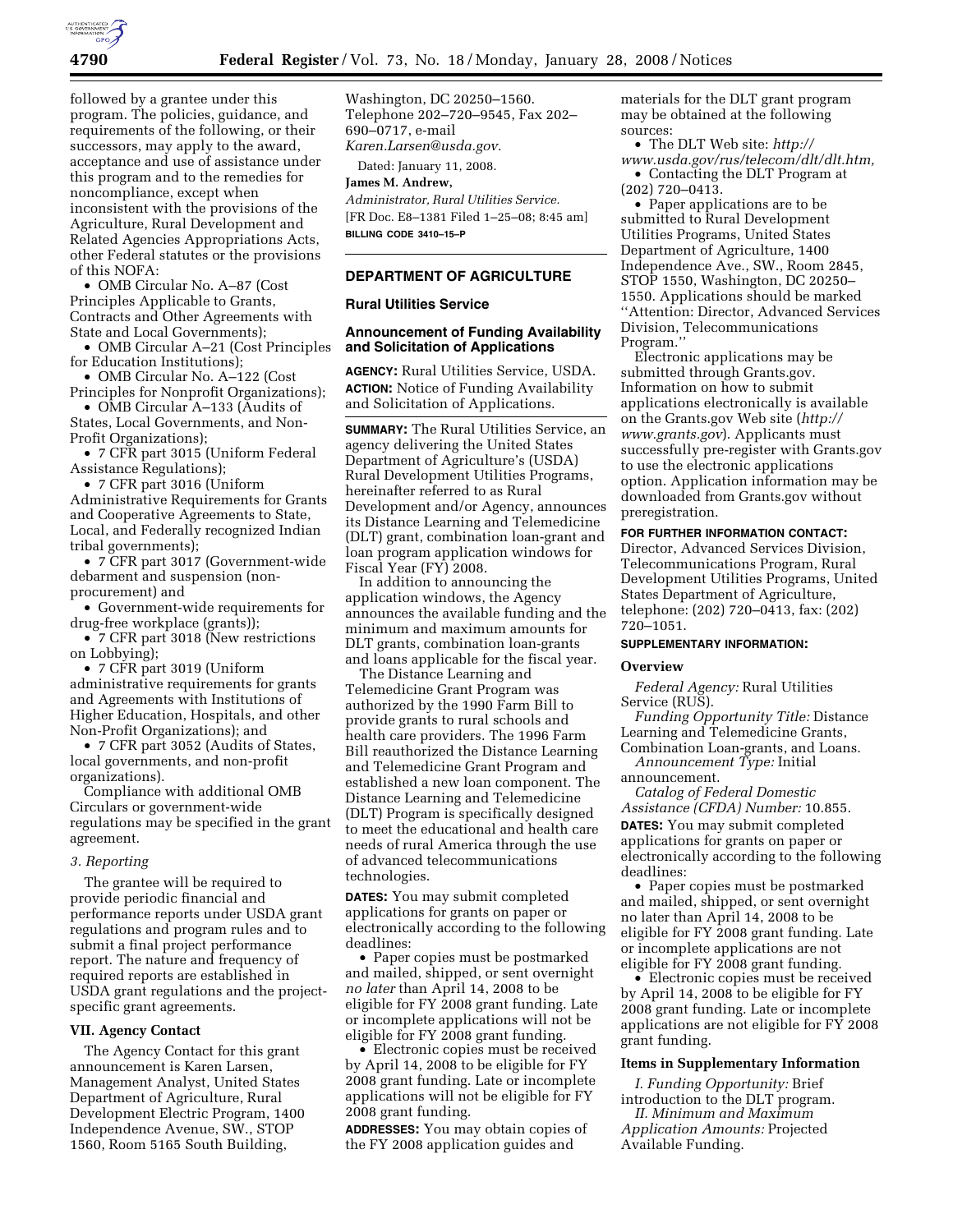followed by a grantee under this program. The policies, guidance, and requirements of the following, or their successors, may apply to the award, acceptance and use of assistance under this program and to the remedies for noncompliance, except when inconsistent with the provisions of the Agriculture, Rural Development and Related Agencies Appropriations Acts, other Federal statutes or the provisions of this NOFA:

- OMB Circular No. A–87 (Cost Principles Applicable to Grants, Contracts and Other Agreements with State and Local Governments);
- OMB Circular A–21 (Cost Principles for Education Institutions);
- OMB Circular No. A–122 (Cost Principles for Nonprofit Organizations);
- OMB Circular A–133 (Audits of States, Local Governments, and Non-Profit Organizations);
- 7 CFR part 3015 (Uniform Federal Assistance Regulations);
- 7 CFR part 3016 (Uniform Administrative Requirements for Grants and Cooperative Agreements to State, Local, and Federally recognized Indian tribal governments);
- 7 CFR part 3017 (Government-wide debarment and suspension (non-procurement) and
- Government-wide requirements for drug-free workplace (grants));
- 7 CFR part 3018 (New restrictions on Lobbying);
- 7 CFR part 3019 (Uniform administrative requirements for grants and Agreements with Institutions of Higher Education, Hospitals, and other Non-Profit Organizations); and
- 7 CFR part 3052 (Audits of States, local governments, and non-profit organizations).

Compliance with additional OMB Circulars or government-wide regulations may be specified in the grant agreement.

*3. Reporting*

The grantee will be required to provide periodic financial and performance reports under USDA grant regulations and program rules and to submit a final project performance report. The nature and frequency of required reports are established in USDA grant regulations and the project-specific grant agreements.

### VII. Agency Contact

The Agency Contact for this grant announcement is Karen Larsen, Management Analyst, United States Department of Agriculture, Rural Development Electric Program, 1400 Independence Avenue, SW., STOP 1560, Room 5165 South Building, Washington, DC 20250–1560. Telephone 202–720–9545, Fax 202–690–0717, e-mail *Karen.Larsen@usda.gov.*

Dated: January 11, 2008.

**James M. Andrew,**

*Administrator, Rural Utilities Service.*

[FR Doc. E8–1381 Filed 1–25–08; 8:45 am]

**BILLING CODE 3410–15–P**

---

## DEPARTMENT OF AGRICULTURE

### Rural Utilities Service

### Announcement of Funding Availability and Solicitation of Applications

**AGENCY:** Rural Utilities Service, USDA.

**ACTION:** Notice of Funding Availability and Solicitation of Applications.

**SUMMARY:** The Rural Utilities Service, an agency delivering the United States Department of Agriculture's (USDA) Rural Development Utilities Programs, hereinafter referred to as Rural Development and/or Agency, announces its Distance Learning and Telemedicine (DLT) grant, combination loan-grant and loan program application windows for Fiscal Year (FY) 2008.

In addition to announcing the application windows, the Agency announces the available funding and the minimum and maximum amounts for DLT grants, combination loan-grants and loans applicable for the fiscal year.

The Distance Learning and Telemedicine Grant Program was authorized by the 1990 Farm Bill to provide grants to rural schools and health care providers. The 1996 Farm Bill reauthorized the Distance Learning and Telemedicine Grant Program and established a new loan component. The Distance Learning and Telemedicine (DLT) Program is specifically designed to meet the educational and health care needs of rural America through the use of advanced telecommunications technologies.

**DATES:** You may submit completed applications for grants on paper or electronically according to the following deadlines:

- Paper copies must be postmarked and mailed, shipped, or sent overnight *no later* than April 14, 2008 to be eligible for FY 2008 grant funding. Late or incomplete applications will not be eligible for FY 2008 grant funding.
- Electronic copies must be received by April 14, 2008 to be eligible for FY 2008 grant funding. Late or incomplete applications will not be eligible for FY 2008 grant funding.

**ADDRESSES:** You may obtain copies of the FY 2008 application guides and materials for the DLT grant program may be obtained at the following sources:

- The DLT Web site: *http://www.usda.gov/rus/telecom/dlt/dlt.htm,*
- Contacting the DLT Program at (202) 720–0413.
- Paper applications are to be submitted to Rural Development Utilities Programs, United States Department of Agriculture, 1400 Independence Ave., SW., Room 2845, STOP 1550, Washington, DC 20250–1550. Applications should be marked "Attention: Director, Advanced Services Division, Telecommunications Program."

Electronic applications may be submitted through Grants.gov. Information on how to submit applications electronically is available on the Grants.gov Web site (*http://www.grants.gov*). Applicants must successfully pre-register with Grants.gov to use the electronic applications option. Application information may be downloaded from Grants.gov without preregistration.

**FOR FURTHER INFORMATION CONTACT:** Director, Advanced Services Division, Telecommunications Program, Rural Development Utilities Programs, United States Department of Agriculture, telephone: (202) 720–0413, fax: (202) 720–1051.

**SUPPLEMENTARY INFORMATION:**

### Overview

*Federal Agency:* Rural Utilities Service (RUS).

*Funding Opportunity Title:* Distance Learning and Telemedicine Grants, Combination Loan-grants, and Loans.

*Announcement Type:* Initial announcement.

*Catalog of Federal Domestic Assistance (CFDA) Number:* 10.855.

**DATES:** You may submit completed applications for grants on paper or electronically according to the following deadlines:

- Paper copies must be postmarked and mailed, shipped, or sent overnight no later than April 14, 2008 to be eligible for FY 2008 grant funding. Late or incomplete applications are not eligible for FY 2008 grant funding.
- Electronic copies must be received by April 14, 2008 to be eligible for FY 2008 grant funding. Late or incomplete applications are not eligible for FY 2008 grant funding.

### Items in Supplementary Information

*I. Funding Opportunity:* Brief introduction to the DLT program.

*II. Minimum and Maximum Application Amounts:* Projected Available Funding.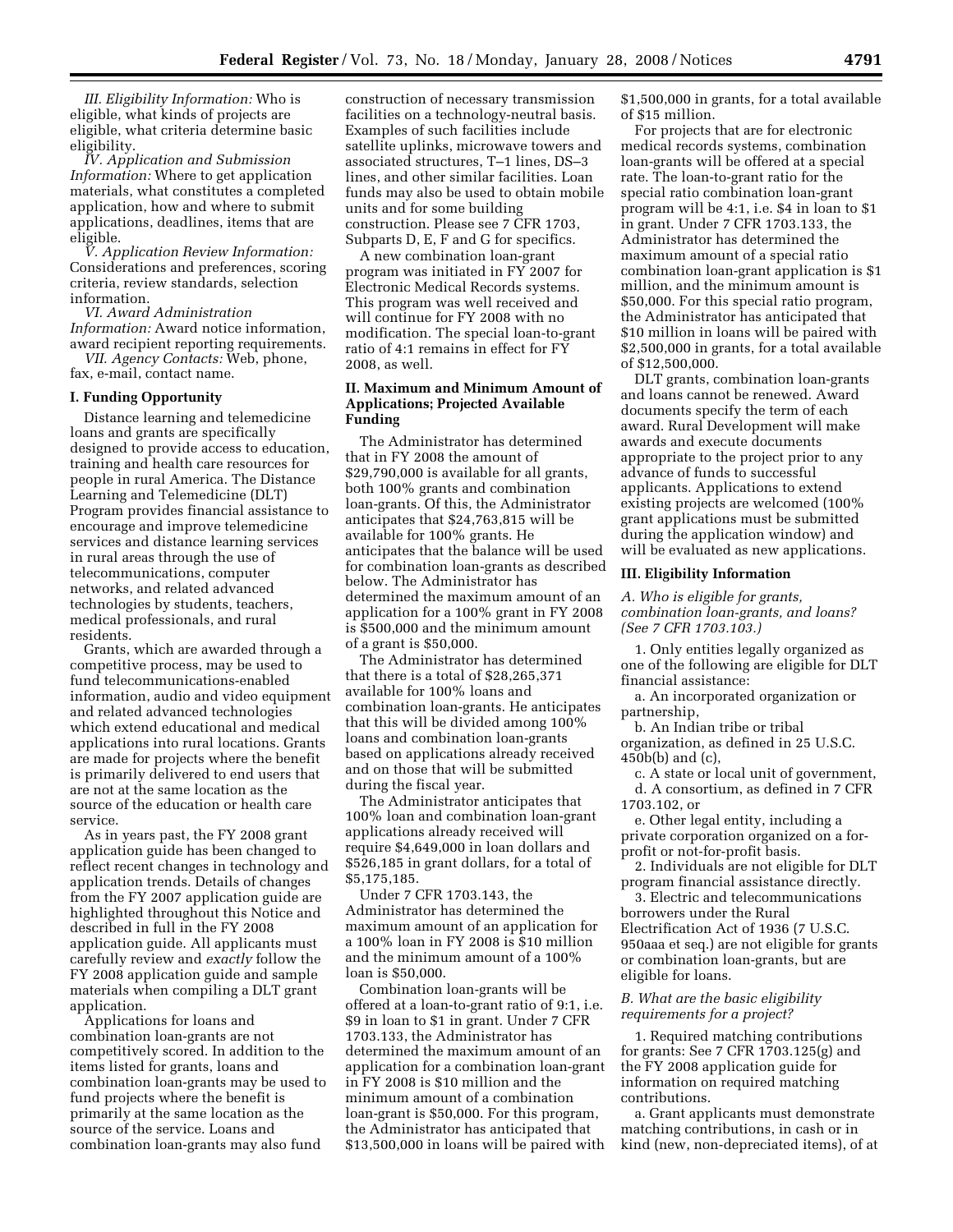*III. Eligibility Information:* Who is eligible, what kinds of projects are eligible, what criteria determine basic eligibility.

*IV. Application and Submission Information:* Where to get application materials, what constitutes a completed application, how and where to submit applications, deadlines, items that are eligible.

*V. Application Review Information:* Considerations and preferences, scoring criteria, review standards, selection information.

*VI. Award Administration Information:* Award notice information, award recipient reporting requirements.

*VII. Agency Contacts:* Web, phone, fax, e-mail, contact name.

## I. Funding Opportunity

Distance learning and telemedicine loans and grants are specifically designed to provide access to education, training and health care resources for people in rural America. The Distance Learning and Telemedicine (DLT) Program provides financial assistance to encourage and improve telemedicine services and distance learning services in rural areas through the use of telecommunications, computer networks, and related advanced technologies by students, teachers, medical professionals, and rural residents.

Grants, which are awarded through a competitive process, may be used to fund telecommunications-enabled information, audio and video equipment and related advanced technologies which extend educational and medical applications into rural locations. Grants are made for projects where the benefit is primarily delivered to end users that are not at the same location as the source of the education or health care service.

As in years past, the FY 2008 grant application guide has been changed to reflect recent changes in technology and application trends. Details of changes from the FY 2007 application guide are highlighted throughout this Notice and described in full in the FY 2008 application guide. All applicants must carefully review and *exactly* follow the FY 2008 application guide and sample materials when compiling a DLT grant application.

Applications for loans and combination loan-grants are not competitively scored. In addition to the items listed for grants, loans and combination loan-grants may be used to fund projects where the benefit is primarily at the same location as the source of the service. Loans and combination loan-grants may also fund construction of necessary transmission facilities on a technology-neutral basis. Examples of such facilities include satellite uplinks, microwave towers and associated structures, T–1 lines, DS–3 lines, and other similar facilities. Loan funds may also be used to obtain mobile units and for some building construction. Please see 7 CFR 1703, Subparts D, E, F and G for specifics.

A new combination loan-grant program was initiated in FY 2007 for Electronic Medical Records systems. This program was well received and will continue for FY 2008 with no modification. The special loan-to-grant ratio of 4:1 remains in effect for FY 2008, as well.

## II. Maximum and Minimum Amount of Applications; Projected Available Funding

The Administrator has determined that in FY 2008 the amount of $29,790,000 is available for all grants, both 100% grants and combination loan-grants. Of this, the Administrator anticipates that $24,763,815 will be available for 100% grants. He anticipates that the balance will be used for combination loan-grants as described below. The Administrator has determined the maximum amount of an application for a 100% grant in FY 2008 is $500,000 and the minimum amount of a grant is $50,000.

The Administrator has determined that there is a total of $28,265,371 available for 100% loans and combination loan-grants. He anticipates that this will be divided among 100% loans and combination loan-grants based on applications already received and on those that will be submitted during the fiscal year.

The Administrator anticipates that 100% loan and combination loan-grant applications already received will require $4,649,000 in loan dollars and $526,185 in grant dollars, for a total of $5,175,185.

Under 7 CFR 1703.143, the Administrator has determined the maximum amount of an application for a 100% loan in FY 2008 is $10 million and the minimum amount of a 100% loan is $50,000.

Combination loan-grants will be offered at a loan-to-grant ratio of 9:1, i.e. $9 in loan to $1 in grant. Under 7 CFR 1703.133, the Administrator has determined the maximum amount of an application for a combination loan-grant in FY 2008 is $10 million and the minimum amount of a combination loan-grant is $50,000. For this program, the Administrator has anticipated that $13,500,000 in loans will be paired with $1,500,000 in grants, for a total available of $15 million.

For projects that are for electronic medical records systems, combination loan-grants will be offered at a special rate. The loan-to-grant ratio for the special ratio combination loan-grant program will be 4:1, i.e. $4 in loan to $1 in grant. Under 7 CFR 1703.133, the Administrator has determined the maximum amount of a special ratio combination loan-grant application is $1 million, and the minimum amount is $50,000. For this special ratio program, the Administrator has anticipated that $10 million in loans will be paired with $2,500,000 in grants, for a total available of $12,500,000.

DLT grants, combination loan-grants and loans cannot be renewed. Award documents specify the term of each award. Rural Development will make awards and execute documents appropriate to the project prior to any advance of funds to successful applicants. Applications to extend existing projects are welcomed (100% grant applications must be submitted during the application window) and will be evaluated as new applications.

## III. Eligibility Information

### *A. Who is eligible for grants, combination loan-grants, and loans? (See 7 CFR 1703.103.)*

1. Only entities legally organized as one of the following are eligible for DLT financial assistance:

a. An incorporated organization or partnership,

b. An Indian tribe or tribal organization, as defined in 25 U.S.C. 450b(b) and (c),

c. A state or local unit of government,

d. A consortium, as defined in 7 CFR 1703.102, or

e. Other legal entity, including a private corporation organized on a for-profit or not-for-profit basis.

2. Individuals are not eligible for DLT program financial assistance directly.

3. Electric and telecommunications borrowers under the Rural Electrification Act of 1936 (7 U.S.C. 950aaa et seq.) are not eligible for grants or combination loan-grants, but are eligible for loans.

### *B. What are the basic eligibility requirements for a project?*

1. Required matching contributions for grants: See 7 CFR 1703.125(g) and the FY 2008 application guide for information on required matching contributions.

a. Grant applicants must demonstrate matching contributions, in cash or in kind (new, non-depreciated items), of at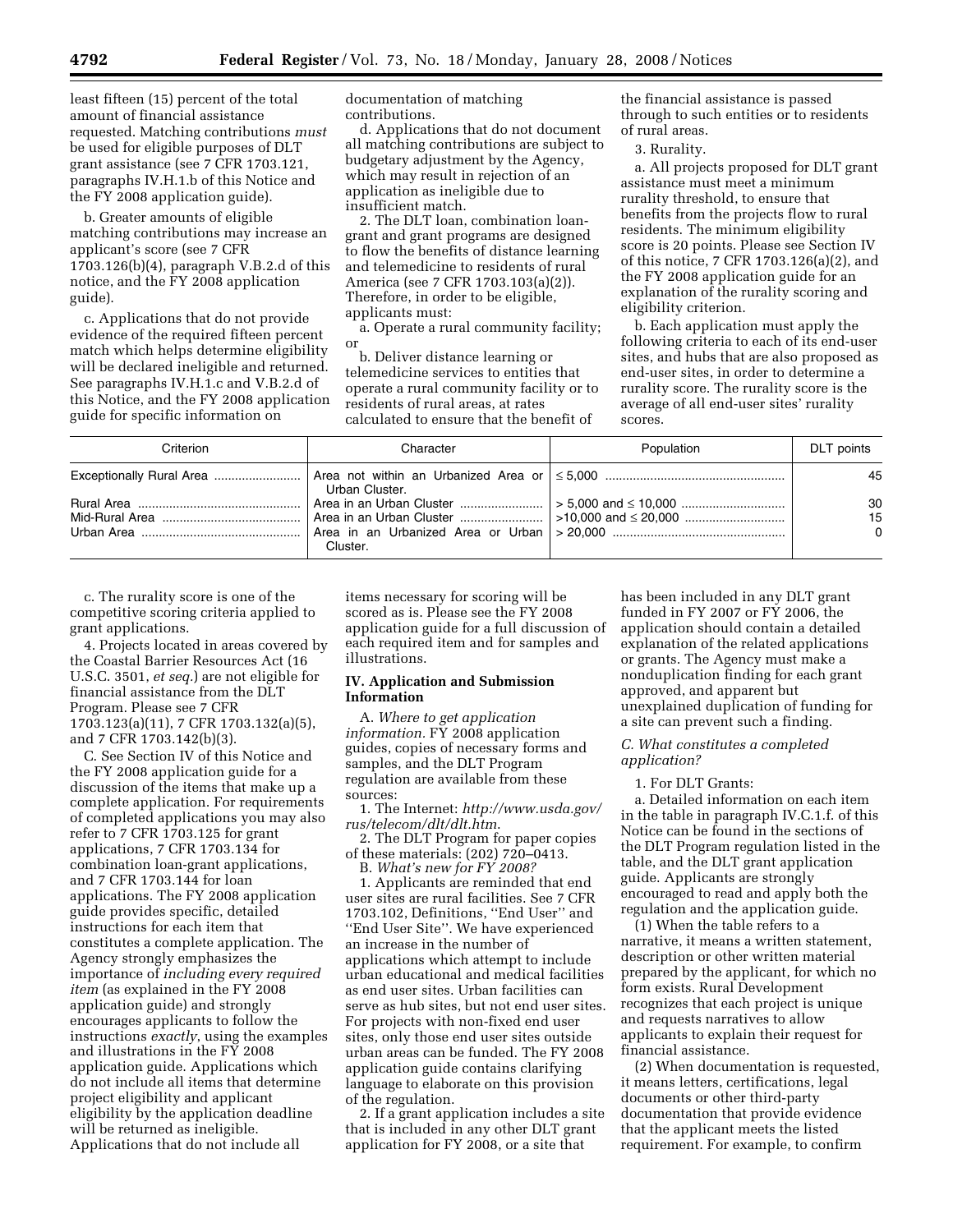least fifteen (15) percent of the total amount of financial assistance requested. Matching contributions *must* be used for eligible purposes of DLT grant assistance (see 7 CFR 1703.121, paragraphs IV.H.1.b of this Notice and the FY 2008 application guide).

b. Greater amounts of eligible matching contributions may increase an applicant's score (see 7 CFR 1703.126(b)(4), paragraph V.B.2.d of this notice, and the FY 2008 application guide).

c. Applications that do not provide evidence of the required fifteen percent match which helps determine eligibility will be declared ineligible and returned. See paragraphs IV.H.1.c and V.B.2.d of this Notice, and the FY 2008 application guide for specific information on documentation of matching contributions.

d. Applications that do not document all matching contributions are subject to budgetary adjustment by the Agency, which may result in rejection of an application as ineligible due to insufficient match.

2. The DLT loan, combination loan-grant and grant programs are designed to flow the benefits of distance learning and telemedicine to residents of rural America (see 7 CFR 1703.103(a)(2)). Therefore, in order to be eligible, applicants must:

a. Operate a rural community facility; or

b. Deliver distance learning or telemedicine services to entities that operate a rural community facility or to residents of rural areas, at rates calculated to ensure that the benefit of the financial assistance is passed through to such entities or to residents of rural areas.

3. Rurality.

a. All projects proposed for DLT grant assistance must meet a minimum rurality threshold, to ensure that benefits from the projects flow to rural residents. The minimum eligibility score is 20 points. Please see Section IV of this notice, 7 CFR 1703.126(a)(2), and the FY 2008 application guide for an explanation of the rurality scoring and eligibility criterion.

b. Each application must apply the following criteria to each of its end-user sites, and hubs that are also proposed as end-user sites, in order to determine a rurality score. The rurality score is the average of all end-user sites' rurality scores.

| Criterion | Character | Population | DLT points |
|---|---|---|---|
| Exceptionally Rural Area | Area not within an Urbanized Area or Urban Cluster. | ≤ 5,000 | 45 |
| Rural Area | Area in an Urban Cluster | > 5,000 and ≤ 10,000 | 30 |
| Mid-Rural Area | Area in an Urban Cluster | >10,000 and ≤ 20,000 | 15 |
| Urban Area | Area in an Urbanized Area or Urban Cluster. | > 20,000 | 0 |

c. The rurality score is one of the competitive scoring criteria applied to grant applications.

4. Projects located in areas covered by the Coastal Barrier Resources Act (16 U.S.C. 3501, *et seq.*) are not eligible for financial assistance from the DLT Program. Please see 7 CFR 1703.123(a)(11), 7 CFR 1703.132(a)(5), and 7 CFR 1703.142(b)(3).

C. See Section IV of this Notice and the FY 2008 application guide for a discussion of the items that make up a complete application. For requirements of completed applications you may also refer to 7 CFR 1703.125 for grant applications, 7 CFR 1703.134 for combination loan-grant applications, and 7 CFR 1703.144 for loan applications. The FY 2008 application guide provides specific, detailed instructions for each item that constitutes a complete application. The Agency strongly emphasizes the importance of *including every required item* (as explained in the FY 2008 application guide) and strongly encourages applicants to follow the instructions *exactly*, using the examples and illustrations in the FY 2008 application guide. Applications which do not include all items that determine project eligibility and applicant eligibility by the application deadline will be returned as ineligible. Applications that do not include all items necessary for scoring will be scored as is. Please see the FY 2008 application guide for a full discussion of each required item and for samples and illustrations.

## IV. Application and Submission Information

A. *Where to get application information.* FY 2008 application guides, copies of necessary forms and samples, and the DLT Program regulation are available from these sources:

1. The Internet: *http://www.usda.gov/rus/telecom/dlt/dlt.htm.*

2. The DLT Program for paper copies of these materials: (202) 720–0413.

B. *What's new for FY 2008?*

1. Applicants are reminded that end user sites are rural facilities. See 7 CFR 1703.102, Definitions, "End User" and "End User Site". We have experienced an increase in the number of applications which attempt to include urban educational and medical facilities as end user sites. Urban facilities can serve as hub sites, but not end user sites. For projects with non-fixed end user sites, only those end user sites outside urban areas can be funded. The FY 2008 application guide contains clarifying language to elaborate on this provision of the regulation.

2. If a grant application includes a site that is included in any other DLT grant application for FY 2008, or a site that has been included in any DLT grant funded in FY 2007 or FY 2006, the application should contain a detailed explanation of the related applications or grants. The Agency must make a nonduplication finding for each grant approved, and apparent but unexplained duplication of funding for a site can prevent such a finding.

*C. What constitutes a completed application?*

1. For DLT Grants:

a. Detailed information on each item in the table in paragraph IV.C.1.f. of this Notice can be found in the sections of the DLT Program regulation listed in the table, and the DLT grant application guide. Applicants are strongly encouraged to read and apply both the regulation and the application guide.

(1) When the table refers to a narrative, it means a written statement, description or other written material prepared by the applicant, for which no form exists. Rural Development recognizes that each project is unique and requests narratives to allow applicants to explain their request for financial assistance.

(2) When documentation is requested, it means letters, certifications, legal documents or other third-party documentation that provide evidence that the applicant meets the listed requirement. For example, to confirm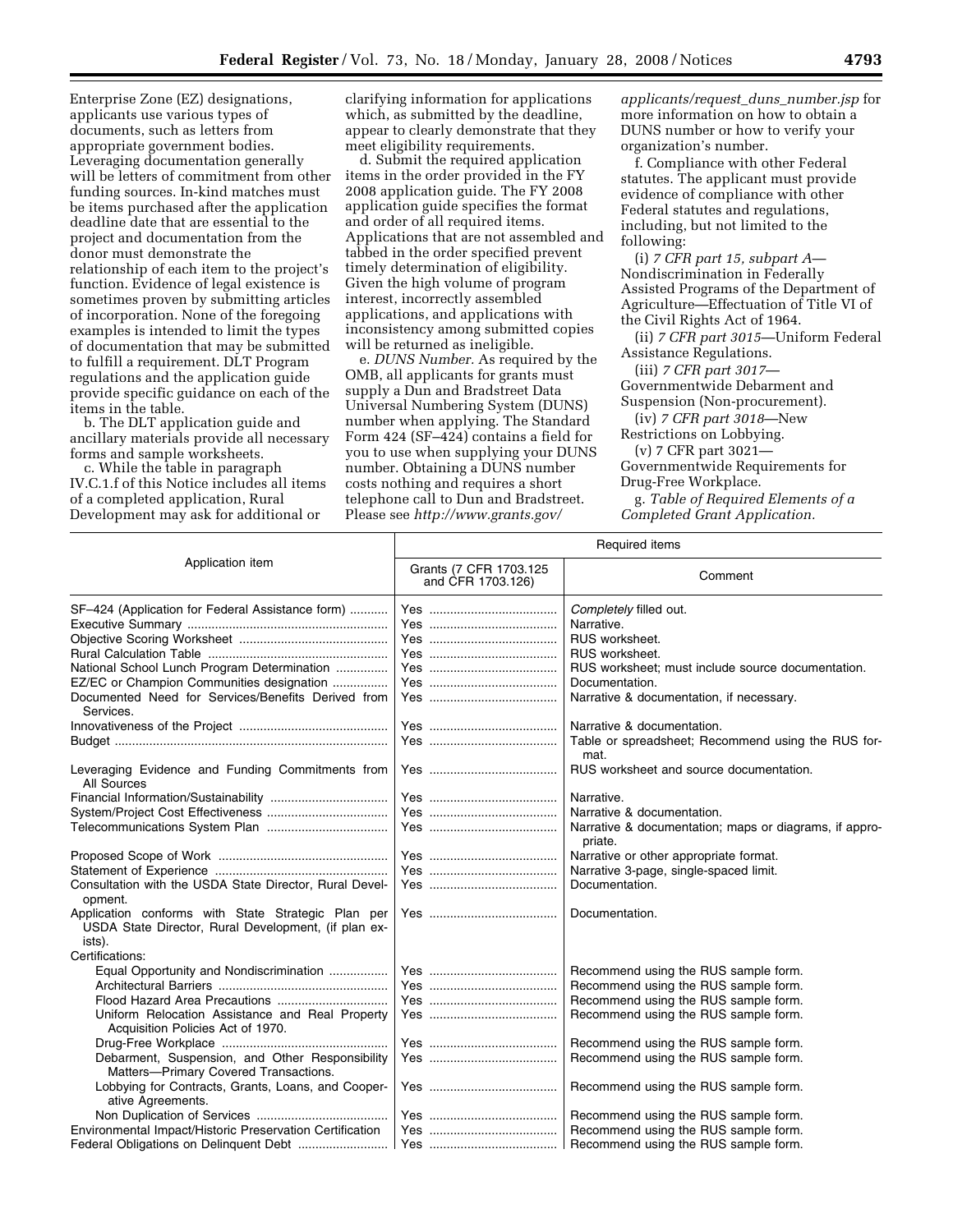Enterprise Zone (EZ) designations, applicants use various types of documents, such as letters from appropriate government bodies. Leveraging documentation generally will be letters of commitment from other funding sources. In-kind matches must be items purchased after the application deadline date that are essential to the project and documentation from the donor must demonstrate the relationship of each item to the project's function. Evidence of legal existence is sometimes proven by submitting articles of incorporation. None of the foregoing examples is intended to limit the types of documentation that may be submitted to fulfill a requirement. DLT Program regulations and the application guide provide specific guidance on each of the items in the table.

b. The DLT application guide and ancillary materials provide all necessary forms and sample worksheets.

c. While the table in paragraph IV.C.1.f of this Notice includes all items of a completed application, Rural Development may ask for additional or clarifying information for applications which, as submitted by the deadline, appear to clearly demonstrate that they meet eligibility requirements.

d. Submit the required application items in the order provided in the FY 2008 application guide. The FY 2008 application guide specifies the format and order of all required items. Applications that are not assembled and tabbed in the order specified prevent timely determination of eligibility. Given the high volume of program interest, incorrectly assembled applications, and applications with inconsistency among submitted copies will be returned as ineligible.

e. *DUNS Number.* As required by the OMB, all applicants for grants must supply a Dun and Bradstreet Data Universal Numbering System (DUNS) number when applying. The Standard Form 424 (SF–424) contains a field for you to use when supplying your DUNS number. Obtaining a DUNS number costs nothing and requires a short telephone call to Dun and Bradstreet. Please see *http://www.grants.gov/applicants/request_duns_number.jsp* for more information on how to obtain a DUNS number or how to verify your organization's number.

f. Compliance with other Federal statutes. The applicant must provide evidence of compliance with other Federal statutes and regulations, including, but not limited to the following:

(i) *7 CFR part 15, subpart A*—Nondiscrimination in Federally Assisted Programs of the Department of Agriculture—Effectuation of Title VI of the Civil Rights Act of 1964.

(ii) *7 CFR part 3015*—Uniform Federal Assistance Regulations.

(iii) *7 CFR part 3017*—Governmentwide Debarment and Suspension (Non-procurement).

(iv) *7 CFR part 3018*—New Restrictions on Lobbying.

(v) 7 CFR part 3021—Governmentwide Requirements for Drug-Free Workplace.

g. *Table of Required Elements of a Completed Grant Application.*

| Application item | Required items | |
|---|---|---|
| | Grants (7 CFR 1703.125 and CFR 1703.126) | Comment |
| SF–424 (Application for Federal Assistance form) | Yes | *Completely* filled out. |
| Executive Summary | Yes | Narrative. |
| Objective Scoring Worksheet | Yes | RUS worksheet. |
| Rural Calculation Table | Yes | RUS worksheet. |
| National School Lunch Program Determination | Yes | RUS worksheet; must include source documentation. |
| EZ/EC or Champion Communities designation | Yes | Documentation. |
| Documented Need for Services/Benefits Derived from Services. | Yes | Narrative & documentation, if necessary. |
| Innovativeness of the Project | Yes | Narrative & documentation. |
| Budget | Yes | Table or spreadsheet; Recommend using the RUS format. |
| Leveraging Evidence and Funding Commitments from All Sources | Yes | RUS worksheet and source documentation. |
| Financial Information/Sustainability | Yes | Narrative. |
| System/Project Cost Effectiveness | Yes | Narrative & documentation. |
| Telecommunications System Plan | Yes | Narrative & documentation; maps or diagrams, if appropriate. |
| Proposed Scope of Work | Yes | Narrative or other appropriate format. |
| Statement of Experience | Yes | Narrative 3-page, single-spaced limit. |
| Consultation with the USDA State Director, Rural Development. | Yes | Documentation. |
| Application conforms with State Strategic Plan per USDA State Director, Rural Development, (if plan exists). | Yes | Documentation. |
| Certifications: | | |
| Equal Opportunity and Nondiscrimination | Yes | Recommend using the RUS sample form. |
| Architectural Barriers | Yes | Recommend using the RUS sample form. |
| Flood Hazard Area Precautions | Yes | Recommend using the RUS sample form. |
| Uniform Relocation Assistance and Real Property Acquisition Policies Act of 1970. | Yes | Recommend using the RUS sample form. |
| Drug-Free Workplace | Yes | Recommend using the RUS sample form. |
| Debarment, Suspension, and Other Responsibility Matters—Primary Covered Transactions. | Yes | Recommend using the RUS sample form. |
| Lobbying for Contracts, Grants, Loans, and Cooperative Agreements. | Yes | Recommend using the RUS sample form. |
| Non Duplication of Services | Yes | Recommend using the RUS sample form. |
| Environmental Impact/Historic Preservation Certification | Yes | Recommend using the RUS sample form. |
| Federal Obligations on Delinquent Debt | Yes | Recommend using the RUS sample form. |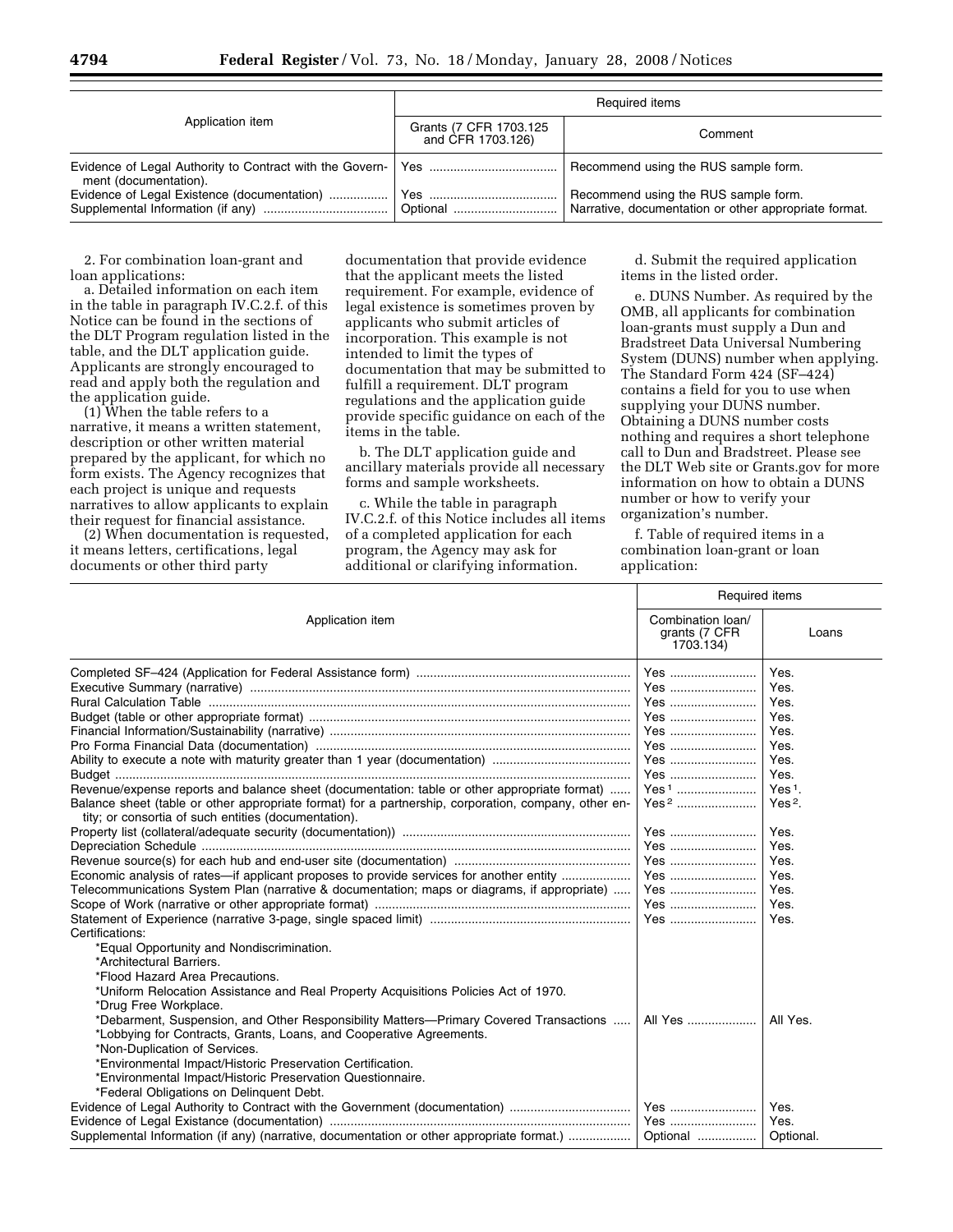| Application item | Required items | |
|---|---|---|
| | Grants (7 CFR 1703.125 and CFR 1703.126) | Comment |
| Evidence of Legal Authority to Contract with the Government (documentation). | Yes | Recommend using the RUS sample form. |
| Evidence of Legal Existence (documentation) | Yes | Recommend using the RUS sample form. |
| Supplemental Information (if any) | Optional | Narrative, documentation or other appropriate format. |

2. For combination loan-grant and loan applications:

a. Detailed information on each item in the table in paragraph IV.C.2.f. of this Notice can be found in the sections of the DLT Program regulation listed in the table, and the DLT application guide. Applicants are strongly encouraged to read and apply both the regulation and the application guide.

(1) When the table refers to a narrative, it means a written statement, description or other written material prepared by the applicant, for which no form exists. The Agency recognizes that each project is unique and requests narratives to allow applicants to explain their request for financial assistance.

(2) When documentation is requested, it means letters, certifications, legal documents or other third party documentation that provide evidence that the applicant meets the listed requirement. For example, evidence of legal existence is sometimes proven by applicants who submit articles of incorporation. This example is not intended to limit the types of documentation that may be submitted to fulfill a requirement. DLT program regulations and the application guide provide specific guidance on each of the items in the table.

b. The DLT application guide and ancillary materials provide all necessary forms and sample worksheets.

c. While the table in paragraph IV.C.2.f. of this Notice includes all items of a completed application for each program, the Agency may ask for additional or clarifying information.

d. Submit the required application items in the listed order.

e. DUNS Number. As required by the OMB, all applicants for combination loan-grants must supply a Dun and Bradstreet Data Universal Numbering System (DUNS) number when applying. The Standard Form 424 (SF–424) contains a field for you to use when supplying your DUNS number. Obtaining a DUNS number costs nothing and requires a short telephone call to Dun and Bradstreet. Please see the DLT Web site or Grants.gov for more information on how to obtain a DUNS number or how to verify your organization's number.

f. Table of required items in a combination loan-grant or loan application:

| Application item | Required items | |
|---|---|---|
| | Combination loan/grants (7 CFR 1703.134) | Loans |
| Completed SF–424 (Application for Federal Assistance form) | Yes | Yes. |
| Executive Summary (narrative) | Yes | Yes. |
| Rural Calculation Table | Yes | Yes. |
| Budget (table or other appropriate format) | Yes | Yes. |
| Financial Information/Sustainability (narrative) | Yes | Yes. |
| Pro Forma Financial Data (documentation) | Yes | Yes. |
| Ability to execute a note with maturity greater than 1 year (documentation) | Yes | Yes. |
| Budget | Yes | Yes. |
| Revenue/expense reports and balance sheet (documentation: table or other appropriate format) | Yes [1] | Yes [1]. |
| Balance sheet (table or other appropriate format) for a partnership, corporation, company, other entity; or consortia of such entities (documentation). | Yes [2] | Yes [2]. |
| Property list (collateral/adequate security (documentation)) | Yes | Yes. |
| Depreciation Schedule | Yes | Yes. |
| Revenue source(s) for each hub and end-user site (documentation) | Yes | Yes. |
| Economic analysis of rates—if applicant proposes to provide services for another entity | Yes | Yes. |
| Telecommunications System Plan (narrative & documentation; maps or diagrams, if appropriate) | Yes | Yes. |
| Scope of Work (narrative or other appropriate format) | Yes | Yes. |
| Statement of Experience (narrative 3-page, single spaced limit) | Yes | Yes. |
| Certifications:<br>*Equal Opportunity and Nondiscrimination.<br>*Architectural Barriers.<br>*Flood Hazard Area Precautions.<br>*Uniform Relocation Assistance and Real Property Acquisitions Policies Act of 1970.<br>*Drug Free Workplace.<br>*Debarment, Suspension, and Other Responsibility Matters—Primary Covered Transactions<br>*Lobbying for Contracts, Grants, Loans, and Cooperative Agreements.<br>*Non-Duplication of Services.<br>*Environmental Impact/Historic Preservation Certification.<br>*Environmental Impact/Historic Preservation Questionnaire.<br>*Federal Obligations on Delinquent Debt. | All Yes | All Yes. |
| Evidence of Legal Authority to Contract with the Government (documentation) | Yes | Yes. |
| Evidence of Legal Existance (documentation) | Yes | Yes. |
| Supplemental Information (if any) (narrative, documentation or other appropriate format.) | Optional | Optional. |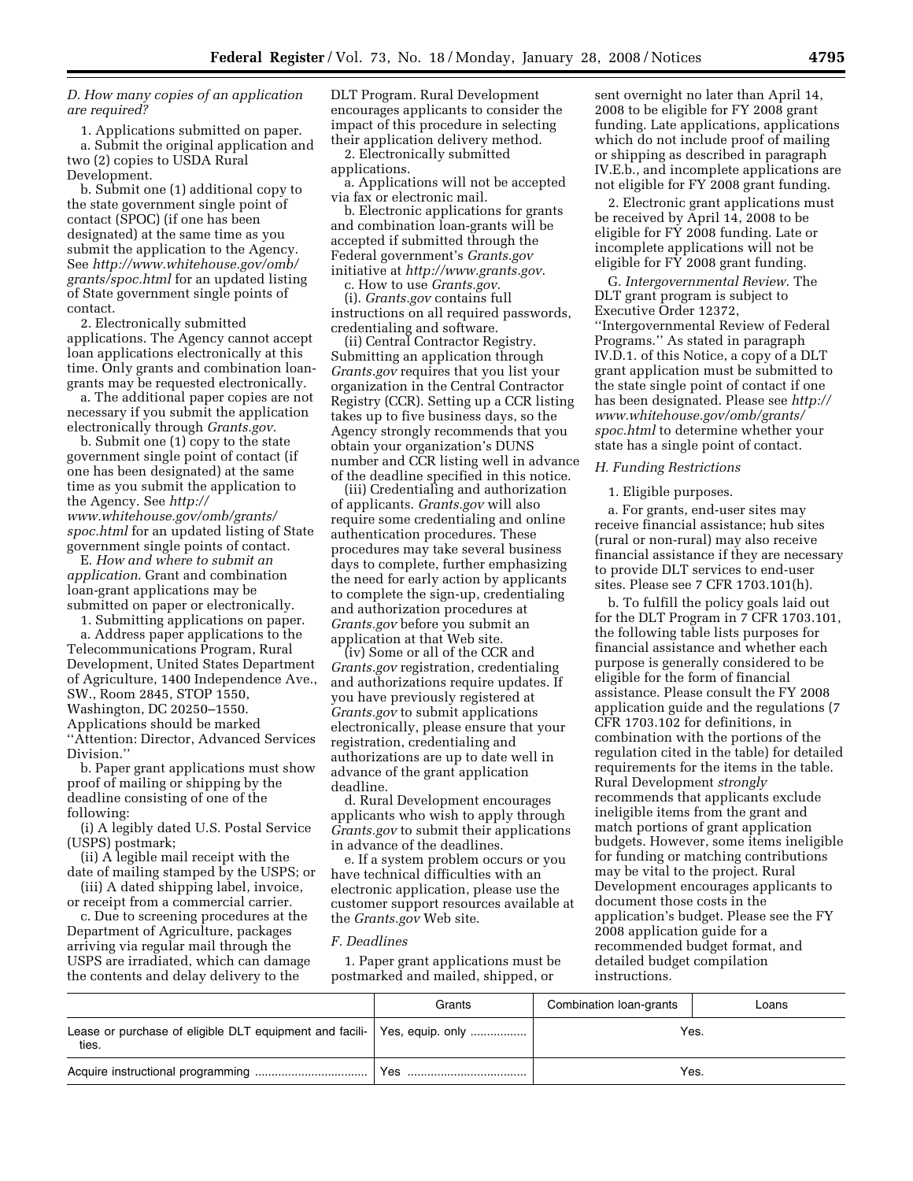*D. How many copies of an application are required?*

1. Applications submitted on paper.

a. Submit the original application and two (2) copies to USDA Rural Development.

b. Submit one (1) additional copy to the state government single point of contact (SPOC) (if one has been designated) at the same time as you submit the application to the Agency. See *http://www.whitehouse.gov/omb/grants/spoc.html* for an updated listing of State government single points of contact.

2. Electronically submitted applications. The Agency cannot accept loan applications electronically at this time. Only grants and combination loan-grants may be requested electronically.

a. The additional paper copies are not necessary if you submit the application electronically through *Grants.gov*.

b. Submit one (1) copy to the state government single point of contact (if one has been designated) at the same time as you submit the application to the Agency. See *http://www.whitehouse.gov/omb/grants/spoc.html* for an updated listing of State government single points of contact.

E. *How and where to submit an application*. Grant and combination loan-grant applications may be submitted on paper or electronically.

1. Submitting applications on paper.

a. Address paper applications to the Telecommunications Program, Rural Development, United States Department of Agriculture, 1400 Independence Ave., SW., Room 2845, STOP 1550, Washington, DC 20250–1550. Applications should be marked ''Attention: Director, Advanced Services Division.''

b. Paper grant applications must show proof of mailing or shipping by the deadline consisting of one of the following:

(i) A legibly dated U.S. Postal Service (USPS) postmark;

(ii) A legible mail receipt with the date of mailing stamped by the USPS; or

(iii) A dated shipping label, invoice, or receipt from a commercial carrier.

c. Due to screening procedures at the Department of Agriculture, packages arriving via regular mail through the USPS are irradiated, which can damage the contents and delay delivery to the DLT Program. Rural Development encourages applicants to consider the impact of this procedure in selecting their application delivery method.

2. Electronically submitted applications.

a. Applications will not be accepted via fax or electronic mail.

b. Electronic applications for grants and combination loan-grants will be accepted if submitted through the Federal government's *Grants.gov* initiative at *http://www.grants.gov*.

c. How to use *Grants.gov*.

(i). *Grants.gov* contains full instructions on all required passwords, credentialing and software.

(ii) Central Contractor Registry. Submitting an application through *Grants.gov* requires that you list your organization in the Central Contractor Registry (CCR). Setting up a CCR listing takes up to five business days, so the Agency strongly recommends that you obtain your organization's DUNS number and CCR listing well in advance of the deadline specified in this notice.

(iii) Credentialing and authorization of applicants. *Grants.gov* will also require some credentialing and online authentication procedures. These procedures may take several business days to complete, further emphasizing the need for early action by applicants to complete the sign-up, credentialing and authorization procedures at *Grants.gov* before you submit an application at that Web site.

(iv) Some or all of the CCR and *Grants.gov* registration, credentialing and authorizations require updates. If you have previously registered at *Grants.gov* to submit applications electronically, please ensure that your registration, credentialing and authorizations are up to date well in advance of the grant application deadline.

d. Rural Development encourages applicants who wish to apply through *Grants.gov* to submit their applications in advance of the deadlines.

e. If a system problem occurs or you have technical difficulties with an electronic application, please use the customer support resources available at the *Grants.gov* Web site.

*F. Deadlines*

1. Paper grant applications must be postmarked and mailed, shipped, or sent overnight no later than April 14, 2008 to be eligible for FY 2008 grant funding. Late applications, applications which do not include proof of mailing or shipping as described in paragraph IV.E.b., and incomplete applications are not eligible for FY 2008 grant funding.

2. Electronic grant applications must be received by April 14, 2008 to be eligible for FY 2008 funding. Late or incomplete applications will not be eligible for FY 2008 grant funding.

G. *Intergovernmental Review*. The DLT grant program is subject to Executive Order 12372, ''Intergovernmental Review of Federal Programs.'' As stated in paragraph IV.D.1. of this Notice, a copy of a DLT grant application must be submitted to the state single point of contact if one has been designated. Please see *http://www.whitehouse.gov/omb/grants/spoc.html* to determine whether your state has a single point of contact.

*H. Funding Restrictions*

1. Eligible purposes.

a. For grants, end-user sites may receive financial assistance; hub sites (rural or non-rural) may also receive financial assistance if they are necessary to provide DLT services to end-user sites. Please see 7 CFR 1703.101(h).

b. To fulfill the policy goals laid out for the DLT Program in 7 CFR 1703.101, the following table lists purposes for financial assistance and whether each purpose is generally considered to be eligible for the form of financial assistance. Please consult the FY 2008 application guide and the regulations (7 CFR 1703.102 for definitions, in combination with the portions of the regulation cited in the table) for detailed requirements for the items in the table. Rural Development *strongly* recommends that applicants exclude ineligible items from the grant and match portions of grant application budgets. However, some items ineligible for funding or matching contributions may be vital to the project. Rural Development encourages applicants to document those costs in the application's budget. Please see the FY 2008 application guide for a recommended budget format, and detailed budget compilation instructions.

| | Grants | Combination loan-grants | Loans |
|---|---|---|---|
| Lease or purchase of eligible DLT equipment and facilities. | Yes, equip. only | Yes. | |
| Acquire instructional programming | Yes | Yes. | |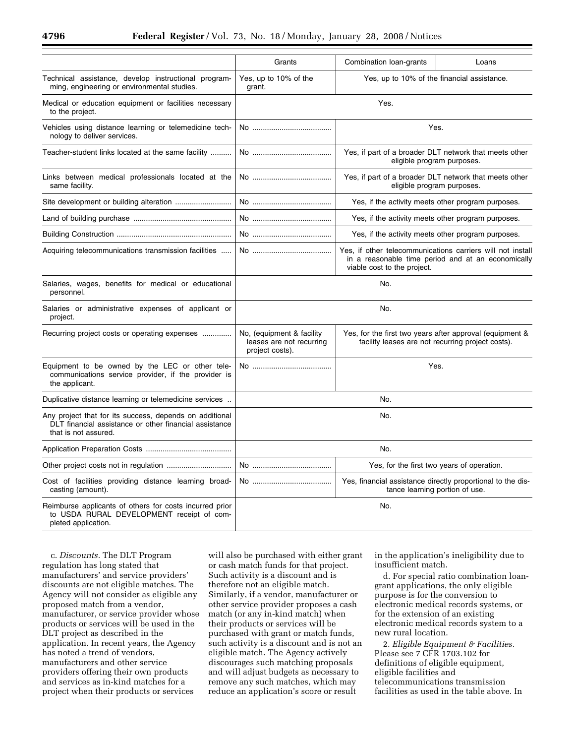| | Grants | Combination loan-grants | Loans |
|---|---|---|---|
| Technical assistance, develop instructional programming, engineering or environmental studies. | Yes, up to 10% of the grant. | Yes, up to 10% of the financial assistance. | |
| Medical or education equipment or facilities necessary to the project. | Yes. | | |
| Vehicles using distance learning or telemedicine technology to deliver services. | No | Yes. | |
| Teacher-student links located at the same facility | No | Yes, if part of a broader DLT network that meets other eligible program purposes. | |
| Links between medical professionals located at the same facility. | No | Yes, if part of a broader DLT network that meets other eligible program purposes. | |
| Site development or building alteration | No | Yes, if the activity meets other program purposes. | |
| Land of building purchase | No | Yes, if the activity meets other program purposes. | |
| Building Construction | No | Yes, if the activity meets other program purposes. | |
| Acquiring telecommunications transmission facilities | No | Yes, if other telecommunications carriers will not install in a reasonable time period and at an economically viable cost to the project. | |
| Salaries, wages, benefits for medical or educational personnel. | No. | | |
| Salaries or administrative expenses of applicant or project. | No. | | |
| Recurring project costs or operating expenses | No, (equipment & facility leases are not recurring project costs). | Yes, for the first two years after approval (equipment & facility leases are not recurring project costs). | |
| Equipment to be owned by the LEC or other telecommunications service provider, if the provider is the applicant. | No | Yes. | |
| Duplicative distance learning or telemedicine services | No. | | |
| Any project that for its success, depends on additional DLT financial assistance or other financial assistance that is not assured. | No. | | |
| Application Preparation Costs | No. | | |
| Other project costs not in regulation | No | Yes, for the first two years of operation. | |
| Cost of facilities providing distance learning broadcasting (amount). | No | Yes, financial assistance directly proportional to the distance learning portion of use. | |
| Reimburse applicants of others for costs incurred prior to USDA RURAL DEVELOPMENT receipt of completed application. | No. | | |

c. *Discounts.* The DLT Program regulation has long stated that manufacturers' and service providers' discounts are not eligible matches. The Agency will not consider as eligible any proposed match from a vendor, manufacturer, or service provider whose products or services will be used in the DLT project as described in the application. In recent years, the Agency has noted a trend of vendors, manufacturers and other service providers offering their own products and services as in-kind matches for a project when their products or services will also be purchased with either grant or cash match funds for that project. Such activity is a discount and is therefore not an eligible match. Similarly, if a vendor, manufacturer or other service provider proposes a cash match (or any in-kind match) when their products or services will be purchased with grant or match funds, such activity is a discount and is not an eligible match. The Agency actively discourages such matching proposals and will adjust budgets as necessary to remove any such matches, which may reduce an application's score or result in the application's ineligibility due to insufficient match.

d. For special ratio combination loan-grant applications, the only eligible purpose is for the conversion to electronic medical records systems, or for the extension of an existing electronic medical records system to a new rural location.

2. *Eligible Equipment & Facilities.* Please see 7 CFR 1703.102 for definitions of eligible equipment, eligible facilities and telecommunications transmission facilities as used in the table above. In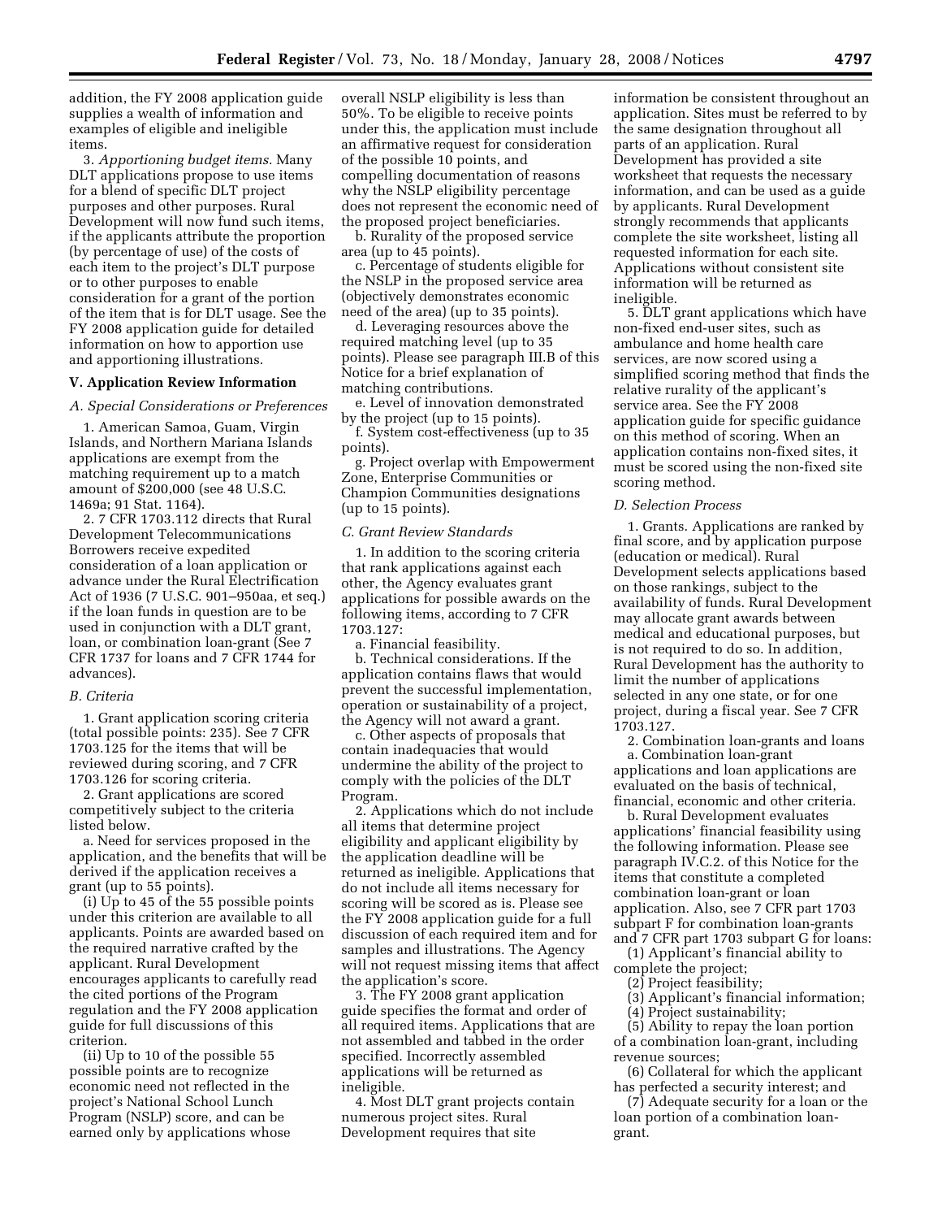addition, the FY 2008 application guide supplies a wealth of information and examples of eligible and ineligible items.

3. *Apportioning budget items.* Many DLT applications propose to use items for a blend of specific DLT project purposes and other purposes. Rural Development will now fund such items, if the applicants attribute the proportion (by percentage of use) of the costs of each item to the project's DLT purpose or to other purposes to enable consideration for a grant of the portion of the item that is for DLT usage. See the FY 2008 application guide for detailed information on how to apportion use and apportioning illustrations.

### V. Application Review Information

#### *A. Special Considerations or Preferences*

1. American Samoa, Guam, Virgin Islands, and Northern Mariana Islands applications are exempt from the matching requirement up to a match amount of $200,000 (see 48 U.S.C. 1469a; 91 Stat. 1164).

2. 7 CFR 1703.112 directs that Rural Development Telecommunications Borrowers receive expedited consideration of a loan application or advance under the Rural Electrification Act of 1936 (7 U.S.C. 901–950aa, et seq.) if the loan funds in question are to be used in conjunction with a DLT grant, loan, or combination loan-grant (See 7 CFR 1737 for loans and 7 CFR 1744 for advances).

#### *B. Criteria*

1. Grant application scoring criteria (total possible points: 235). See 7 CFR 1703.125 for the items that will be reviewed during scoring, and 7 CFR 1703.126 for scoring criteria.

2. Grant applications are scored competitively subject to the criteria listed below.

a. Need for services proposed in the application, and the benefits that will be derived if the application receives a grant (up to 55 points).

(i) Up to 45 of the 55 possible points under this criterion are available to all applicants. Points are awarded based on the required narrative crafted by the applicant. Rural Development encourages applicants to carefully read the cited portions of the Program regulation and the FY 2008 application guide for full discussions of this criterion.

(ii) Up to 10 of the possible 55 possible points are to recognize economic need not reflected in the project's National School Lunch Program (NSLP) score, and can be earned only by applications whose overall NSLP eligibility is less than 50%. To be eligible to receive points under this, the application must include an affirmative request for consideration of the possible 10 points, and compelling documentation of reasons why the NSLP eligibility percentage does not represent the economic need of the proposed project beneficiaries.

b. Rurality of the proposed service area (up to 45 points).

c. Percentage of students eligible for the NSLP in the proposed service area (objectively demonstrates economic need of the area) (up to 35 points).

d. Leveraging resources above the required matching level (up to 35 points). Please see paragraph III.B of this Notice for a brief explanation of matching contributions.

e. Level of innovation demonstrated by the project (up to 15 points).

f. System cost-effectiveness (up to 35 points).

g. Project overlap with Empowerment Zone, Enterprise Communities or Champion Communities designations (up to 15 points).

#### *C. Grant Review Standards*

1. In addition to the scoring criteria that rank applications against each other, the Agency evaluates grant applications for possible awards on the following items, according to 7 CFR 1703.127:

a. Financial feasibility.

b. Technical considerations. If the application contains flaws that would prevent the successful implementation, operation or sustainability of a project, the Agency will not award a grant.

c. Other aspects of proposals that contain inadequacies that would undermine the ability of the project to comply with the policies of the DLT Program.

2. Applications which do not include all items that determine project eligibility and applicant eligibility by the application deadline will be returned as ineligible. Applications that do not include all items necessary for scoring will be scored as is. Please see the FY 2008 application guide for a full discussion of each required item and for samples and illustrations. The Agency will not request missing items that affect the application's score.

3. The FY 2008 grant application guide specifies the format and order of all required items. Applications that are not assembled and tabbed in the order specified. Incorrectly assembled applications will be returned as ineligible.

4. Most DLT grant projects contain numerous project sites. Rural Development requires that site information be consistent throughout an application. Sites must be referred to by the same designation throughout all parts of an application. Rural Development has provided a site worksheet that requests the necessary information, and can be used as a guide by applicants. Rural Development strongly recommends that applicants complete the site worksheet, listing all requested information for each site. Applications without consistent site information will be returned as ineligible.

5. DLT grant applications which have non-fixed end-user sites, such as ambulance and home health care services, are now scored using a simplified scoring method that finds the relative rurality of the applicant's service area. See the FY 2008 application guide for specific guidance on this method of scoring. When an application contains non-fixed sites, it must be scored using the non-fixed site scoring method.

#### *D. Selection Process*

1. Grants. Applications are ranked by final score, and by application purpose (education or medical). Rural Development selects applications based on those rankings, subject to the availability of funds. Rural Development may allocate grant awards between medical and educational purposes, but is not required to do so. In addition, Rural Development has the authority to limit the number of applications selected in any one state, or for one project, during a fiscal year. See 7 CFR 1703.127.

2. Combination loan-grants and loans

a. Combination loan-grant applications and loan applications are evaluated on the basis of technical, financial, economic and other criteria.

b. Rural Development evaluates applications' financial feasibility using the following information. Please see paragraph IV.C.2. of this Notice for the items that constitute a completed combination loan-grant or loan application. Also, see 7 CFR part 1703 subpart F for combination loan-grants and 7 CFR part 1703 subpart G for loans:

(1) Applicant's financial ability to complete the project;

(2) Project feasibility;

(3) Applicant's financial information;

(4) Project sustainability;

(5) Ability to repay the loan portion of a combination loan-grant, including revenue sources;

(6) Collateral for which the applicant has perfected a security interest; and

(7) Adequate security for a loan or the loan portion of a combination loan-grant.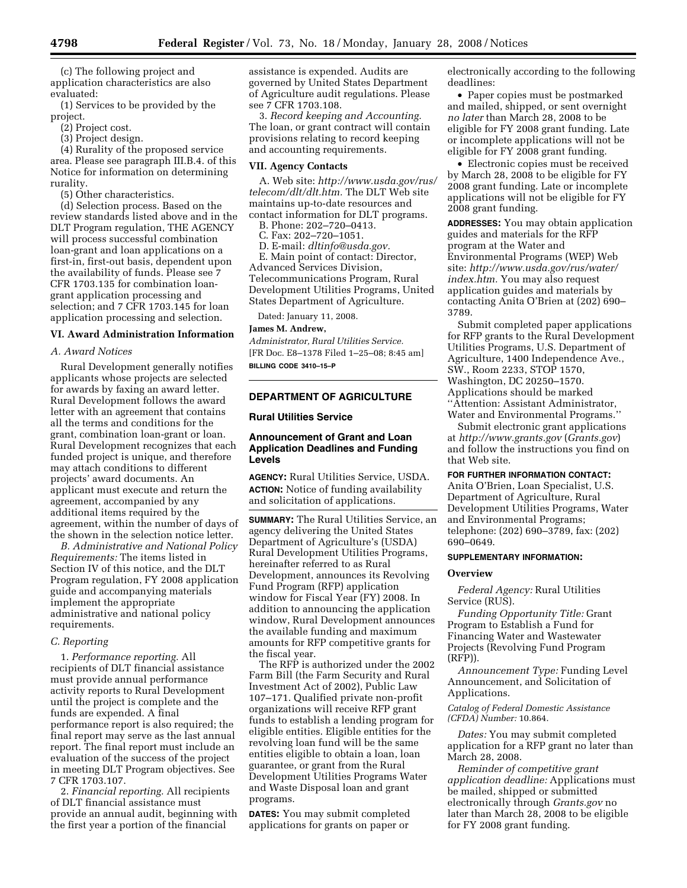(c) The following project and application characteristics are also evaluated:

(1) Services to be provided by the project.

(2) Project cost.

(3) Project design.

(4) Rurality of the proposed service area. Please see paragraph III.B.4. of this Notice for information on determining rurality.

(5) Other characteristics.

(d) Selection process. Based on the review standards listed above and in the DLT Program regulation, THE AGENCY will process successful combination loan-grant and loan applications on a first-in, first-out basis, dependent upon the availability of funds. Please see 7 CFR 1703.135 for combination loan-grant application processing and selection; and 7 CFR 1703.145 for loan application processing and selection.

### VI. Award Administration Information

*A. Award Notices*

Rural Development generally notifies applicants whose projects are selected for awards by faxing an award letter. Rural Development follows the award letter with an agreement that contains all the terms and conditions for the grant, combination loan-grant or loan. Rural Development recognizes that each funded project is unique, and therefore may attach conditions to different projects' award documents. An applicant must execute and return the agreement, accompanied by any additional items required by the agreement, within the number of days of the shown in the selection notice letter.

*B. Administrative and National Policy Requirements:* The items listed in Section IV of this notice, and the DLT Program regulation, FY 2008 application guide and accompanying materials implement the appropriate administrative and national policy requirements.

*C. Reporting*

1. *Performance reporting.* All recipients of DLT financial assistance must provide annual performance activity reports to Rural Development until the project is complete and the funds are expended. A final performance report is also required; the final report may serve as the last annual report. The final report must include an evaluation of the success of the project in meeting DLT Program objectives. See 7 CFR 1703.107.

2. *Financial reporting.* All recipients of DLT financial assistance must provide an annual audit, beginning with the first year a portion of the financial assistance is expended. Audits are governed by United States Department of Agriculture audit regulations. Please see 7 CFR 1703.108.

3. *Record keeping and Accounting.* The loan, or grant contract will contain provisions relating to record keeping and accounting requirements.

### VII. Agency Contacts

A. Web site: *http://www.usda.gov/rus/telecom/dlt/dlt.htm.* The DLT Web site maintains up-to-date resources and contact information for DLT programs.

B. Phone: 202–720–0413.

C. Fax: 202–720–1051.

D. E-mail: *dltinfo@usda.gov.*

E. Main point of contact: Director, Advanced Services Division, Telecommunications Program, Rural Development Utilities Programs, United States Department of Agriculture.

Dated: January 11, 2008.

**James M. Andrew,**

*Administrator, Rural Utilities Service.*

[FR Doc. E8–1378 Filed 1–25–08; 8:45 am]

**BILLING CODE 3410–15–P**

## DEPARTMENT OF AGRICULTURE

### Rural Utilities Service

### Announcement of Grant and Loan Application Deadlines and Funding Levels

**AGENCY:** Rural Utilities Service, USDA.

**ACTION:** Notice of funding availability and solicitation of applications.

**SUMMARY:** The Rural Utilities Service, an agency delivering the United States Department of Agriculture's (USDA) Rural Development Utilities Programs, hereinafter referred to as Rural Development, announces its Revolving Fund Program (RFP) application window for Fiscal Year (FY) 2008. In addition to announcing the application window, Rural Development announces the available funding and maximum amounts for RFP competitive grants for the fiscal year.

The RFP is authorized under the 2002 Farm Bill (the Farm Security and Rural Investment Act of 2002), Public Law 107–171. Qualified private non-profit organizations will receive RFP grant funds to establish a lending program for eligible entities. Eligible entities for the revolving loan fund will be the same entities eligible to obtain a loan, loan guarantee, or grant from the Rural Development Utilities Programs Water and Waste Disposal loan and grant programs.

**DATES:** You may submit completed applications for grants on paper or electronically according to the following deadlines:

- Paper copies must be postmarked and mailed, shipped, or sent overnight *no later* than March 28, 2008 to be eligible for FY 2008 grant funding. Late or incomplete applications will not be eligible for FY 2008 grant funding.
- Electronic copies must be received by March 28, 2008 to be eligible for FY 2008 grant funding. Late or incomplete applications will not be eligible for FY 2008 grant funding.

**ADDRESSES:** You may obtain application guides and materials for the RFP program at the Water and Environmental Programs (WEP) Web site: *http://www.usda.gov/rus/water/index.htm.* You may also request application guides and materials by contacting Anita O'Brien at (202) 690–3789.

Submit completed paper applications for RFP grants to the Rural Development Utilities Programs, U.S. Department of Agriculture, 1400 Independence Ave., SW., Room 2233, STOP 1570, Washington, DC 20250–1570. Applications should be marked ''Attention: Assistant Administrator, Water and Environmental Programs.''

Submit electronic grant applications at *http://www.grants.gov* (*Grants.gov*) and follow the instructions you find on that Web site.

**FOR FURTHER INFORMATION CONTACT:** Anita O'Brien, Loan Specialist, U.S. Department of Agriculture, Rural Development Utilities Programs, Water and Environmental Programs; telephone: (202) 690–3789, fax: (202) 690–0649.

**SUPPLEMENTARY INFORMATION:**

**Overview**

*Federal Agency:* Rural Utilities Service (RUS).

*Funding Opportunity Title:* Grant Program to Establish a Fund for Financing Water and Wastewater Projects (Revolving Fund Program (RFP)).

*Announcement Type:* Funding Level Announcement, and Solicitation of Applications.

*Catalog of Federal Domestic Assistance (CFDA) Number:* 10.864.

*Dates:* You may submit completed application for a RFP grant no later than March 28, 2008.

*Reminder of competitive grant application deadline:* Applications must be mailed, shipped or submitted electronically through *Grants.gov* no later than March 28, 2008 to be eligible for FY 2008 grant funding.